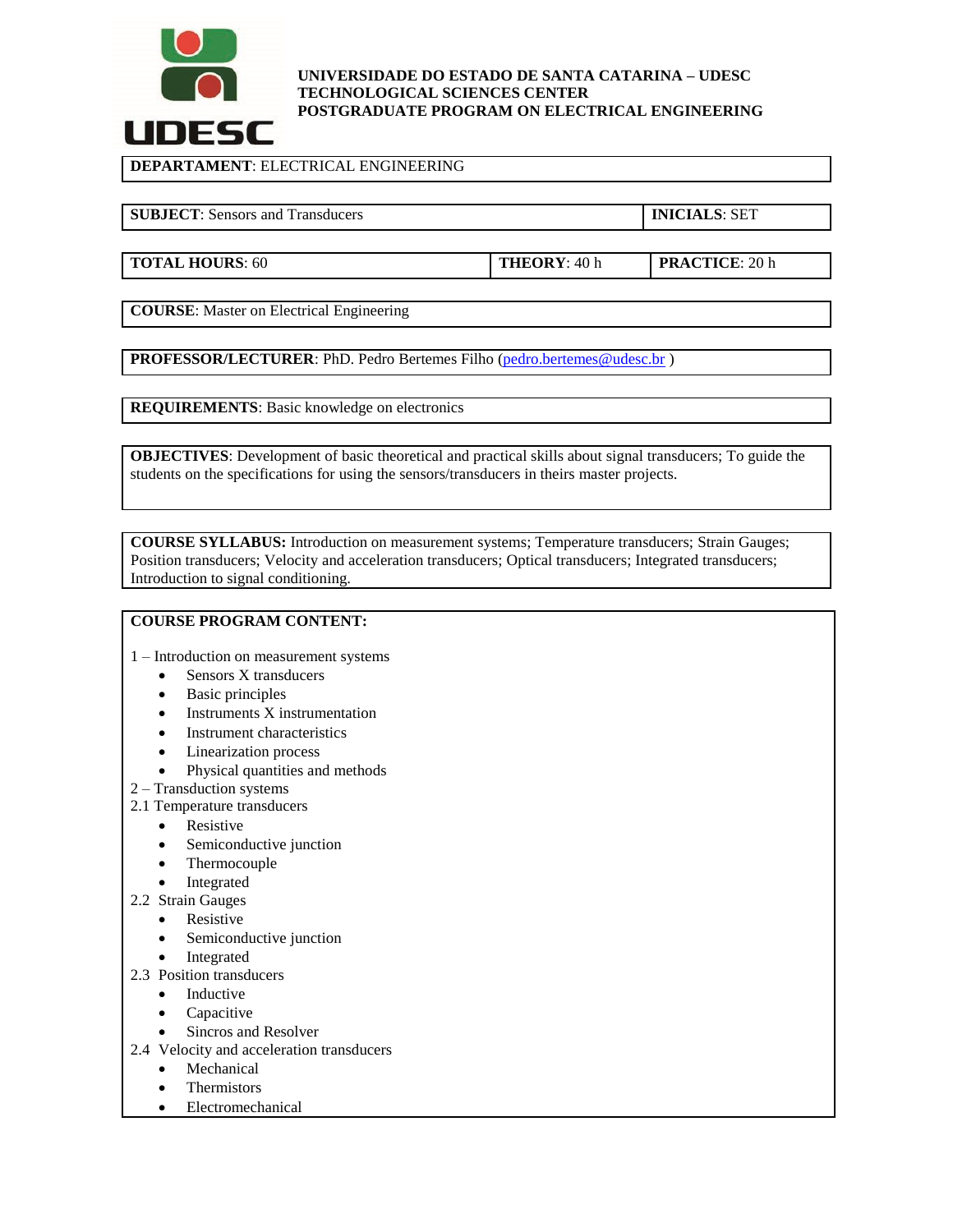**UNIVERSIDADE DO ESTADO DE SANTA CATARINA – UDESC**
**TECHNOLOGICAL SCIENCES CENTER**
**POSTGRADUATE PROGRAM ON ELECTRICAL ENGINEERING**

**DEPARTAMENT**: ELECTRICAL ENGINEERING

| **SUBJECT**: Sensors and Transducers | **INICIALS**: SET |
|---|---|

| **TOTAL HOURS**: 60 | **THEORY**: 40 h | **PRACTICE**: 20 h |
|---|---|---|

**COURSE**: Master on Electrical Engineering

**PROFESSOR/LECTURER**: PhD. Pedro Bertemes Filho (pedro.bertemes@udesc.br )

**REQUIREMENTS**: Basic knowledge on electronics

**OBJECTIVES**: Development of basic theoretical and practical skills about signal transducers; To guide the students on the specifications for using the sensors/transducers in theirs master projects.

**COURSE SYLLABUS:** Introduction on measurement systems; Temperature transducers; Strain Gauges; Position transducers; Velocity and acceleration transducers; Optical transducers; Integrated transducers; Introduction to signal conditioning.

**COURSE PROGRAM CONTENT:**

1 – Introduction on measurement systems
- Sensors X transducers
- Basic principles
- Instruments X instrumentation
- Instrument characteristics
- Linearization process
- Physical quantities and methods

2 – Transduction systems

2.1 Temperature transducers
- Resistive
- Semiconductive junction
- Thermocouple
- Integrated

2.2 Strain Gauges
- Resistive
- Semiconductive junction
- Integrated

2.3 Position transducers
- Inductive
- Capacitive
- Sincros and Resolver

2.4 Velocity and acceleration transducers
- Mechanical
- Thermistors
- Electromechanical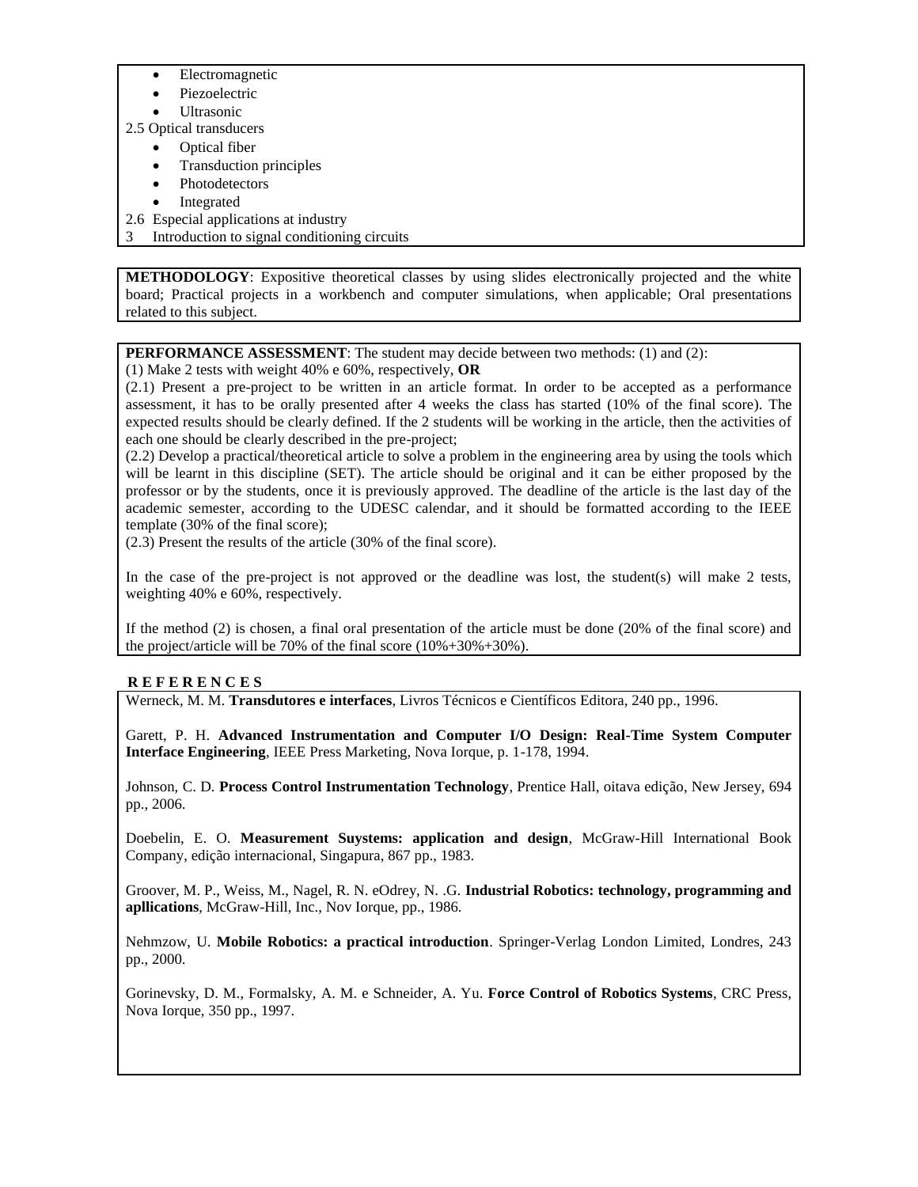- Electromagnetic
- Piezoelectric
- Ultrasonic

2.5 Optical transducers

- Optical fiber
- Transduction principles
- Photodetectors
- Integrated

2.6 Especial applications at industry

3 Introduction to signal conditioning circuits

**METHODOLOGY**: Expositive theoretical classes by using slides electronically projected and the white board; Practical projects in a workbench and computer simulations, when applicable; Oral presentations related to this subject.

**PERFORMANCE ASSESSMENT**: The student may decide between two methods: (1) and (2):

(1) Make 2 tests with weight 40% e 60%, respectively, **OR**

(2.1) Present a pre-project to be written in an article format. In order to be accepted as a performance assessment, it has to be orally presented after 4 weeks the class has started (10% of the final score). The expected results should be clearly defined. If the 2 students will be working in the article, then the activities of each one should be clearly described in the pre-project;

(2.2) Develop a practical/theoretical article to solve a problem in the engineering area by using the tools which will be learnt in this discipline (SET). The article should be original and it can be either proposed by the professor or by the students, once it is previously approved. The deadline of the article is the last day of the academic semester, according to the UDESC calendar, and it should be formatted according to the IEEE template (30% of the final score);

(2.3) Present the results of the article (30% of the final score).

In the case of the pre-project is not approved or the deadline was lost, the student(s) will make 2 tests, weighting 40% e 60%, respectively.

If the method (2) is chosen, a final oral presentation of the article must be done (20% of the final score) and the project/article will be 70% of the final score (10%+30%+30%).

## R E F E R E N C E S

Werneck, M. M. **Transdutores e interfaces**, Livros Técnicos e Científicos Editora, 240 pp., 1996.

Garett, P. H. **Advanced Instrumentation and Computer I/O Design: Real-Time System Computer Interface Engineering**, IEEE Press Marketing, Nova Iorque, p. 1-178, 1994.

Johnson, C. D. **Process Control Instrumentation Technology**, Prentice Hall, oitava edição, New Jersey, 694 pp., 2006.

Doebelin, E. O. **Measurement Suystems: application and design**, McGraw-Hill International Book Company, edição internacional, Singapura, 867 pp., 1983.

Groover, M. P., Weiss, M., Nagel, R. N. eOdrey, N. .G. **Industrial Robotics: technology, programming and apllications**, McGraw-Hill, Inc., Nov Iorque, pp., 1986.

Nehmzow, U. **Mobile Robotics: a practical introduction**. Springer-Verlag London Limited, Londres, 243 pp., 2000.

Gorinevsky, D. M., Formalsky, A. M. e Schneider, A. Yu. **Force Control of Robotics Systems**, CRC Press, Nova Iorque, 350 pp., 1997.